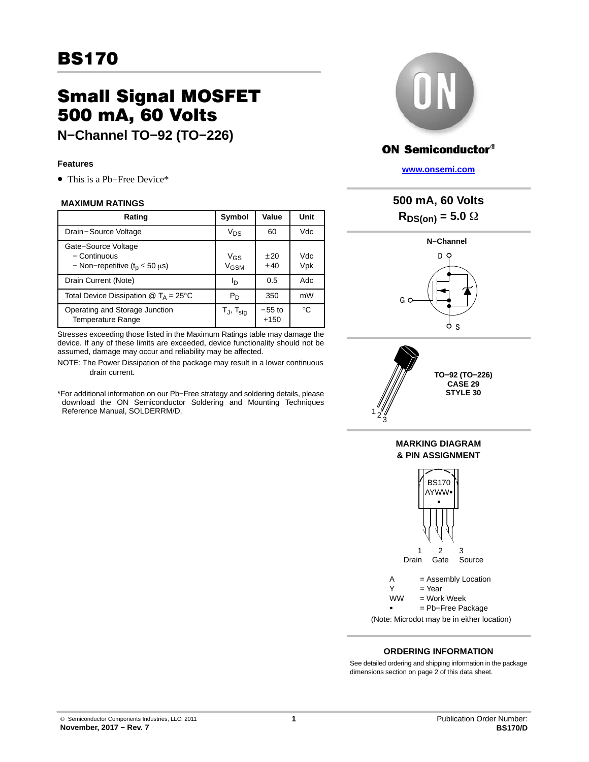# BS170

## Small Signal MOSFET 500 mA, 60 Volts

### N−Channel TO−92 (TO−226)

**Features**

- This is a Pb−Free Device*

**MAXIMUM RATINGS**

| Rating | Symbol | Value | Unit |
|---|---|---|---|
| Drain−Source Voltage | $V_{DS}$ | 60 | Vdc |
| Gate−Source Voltage<br>− Continuous<br>− Non−repetitive ($t_p \leq 50\ \mu s$) | $V_{GS}$<br>$V_{GSM}$ | ±20<br>±40 | Vdc<br>Vpk |
| Drain Current (Note) | $I_D$ | 0.5 | Adc |
| Total Device Dissipation @ $T_A = 25°C$ | $P_D$ | 350 | mW |
| Operating and Storage Junction Temperature Range | $T_J$, $T_{stg}$ | −55 to +150 | °C |

Stresses exceeding those listed in the Maximum Ratings table may damage the device. If any of these limits are exceeded, device functionality should not be assumed, damage may occur and reliability may be affected.

NOTE: The Power Dissipation of the package may result in a lower continuous drain current.

*For additional information on our Pb−Free strategy and soldering details, please download the ON Semiconductor Soldering and Mounting Techniques Reference Manual, SOLDERRM/D.

ON Semiconductor®

www.onsemi.com

**500 mA, 60 Volts**
**$R_{DS(on)}$ = 5.0 Ω**

**N−Channel**

D, G, S

**TO−92 (TO−226)**
**CASE 29**
**STYLE 30**

1 2 3

**MARKING DIAGRAM & PIN ASSIGNMENT**

BS170
AYWW▪
▪

1 Drain, 2 Gate, 3 Source

A = Assembly Location
Y = Year
WW = Work Week
▪ = Pb−Free Package
(Note: Microdot may be in either location)

**ORDERING INFORMATION**

See detailed ordering and shipping information in the package dimensions section on page 2 of this data sheet.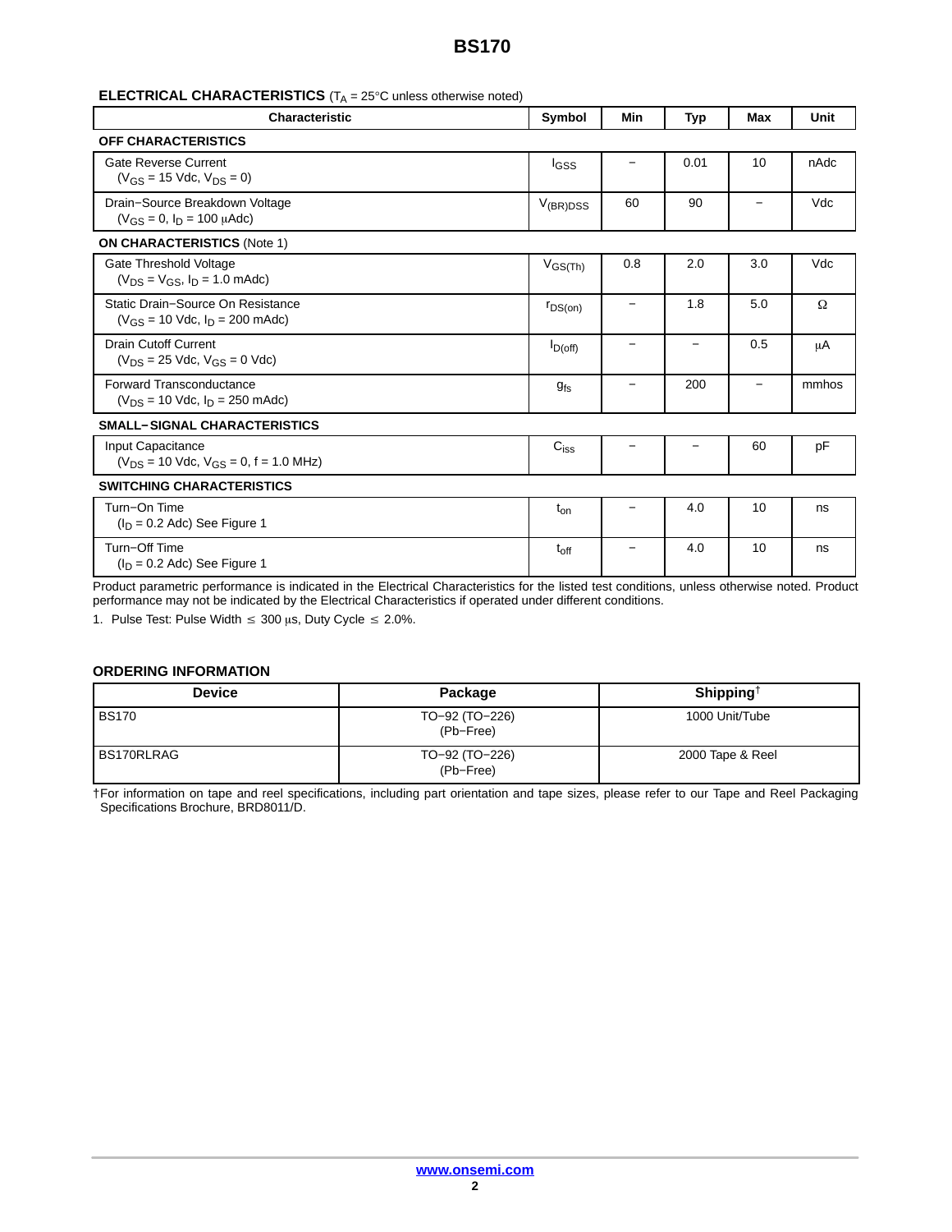## ELECTRICAL CHARACTERISTICS ($T_A$ = 25°C unless otherwise noted)

| Characteristic | Symbol | Min | Typ | Max | Unit |
|---|---|---|---|---|---|
| **OFF CHARACTERISTICS** | | | | | |
| Gate Reverse Current ($V_{GS}$ = 15 Vdc, $V_{DS}$ = 0) | $I_{GSS}$ | − | 0.01 | 10 | nAdc |
| Drain−Source Breakdown Voltage ($V_{GS}$ = 0, $I_D$ = 100 μAdc) | $V_{(BR)DSS}$ | 60 | 90 | − | Vdc |
| **ON CHARACTERISTICS** (Note 1) | | | | | |
| Gate Threshold Voltage ($V_{DS}$ = $V_{GS}$, $I_D$ = 1.0 mAdc) | $V_{GS(Th)}$ | 0.8 | 2.0 | 3.0 | Vdc |
| Static Drain−Source On Resistance ($V_{GS}$ = 10 Vdc, $I_D$ = 200 mAdc) | $r_{DS(on)}$ | − | 1.8 | 5.0 | Ω |
| Drain Cutoff Current ($V_{DS}$ = 25 Vdc, $V_{GS}$ = 0 Vdc) | $I_{D(off)}$ | − | − | 0.5 | μA |
| Forward Transconductance ($V_{DS}$ = 10 Vdc, $I_D$ = 250 mAdc) | $g_{fs}$ | − | 200 | − | mmhos |
| **SMALL−SIGNAL CHARACTERISTICS** | | | | | |
| Input Capacitance ($V_{DS}$ = 10 Vdc, $V_{GS}$ = 0, f = 1.0 MHz) | $C_{iss}$ | − | − | 60 | pF |
| **SWITCHING CHARACTERISTICS** | | | | | |
| Turn−On Time ($I_D$ = 0.2 Adc) See Figure 1 | $t_{on}$ | − | 4.0 | 10 | ns |
| Turn−Off Time ($I_D$ = 0.2 Adc) See Figure 1 | $t_{off}$ | − | 4.0 | 10 | ns |

Product parametric performance is indicated in the Electrical Characteristics for the listed test conditions, unless otherwise noted. Product performance may not be indicated by the Electrical Characteristics if operated under different conditions.

1. Pulse Test: Pulse Width ≤ 300 μs, Duty Cycle ≤ 2.0%.

## ORDERING INFORMATION

| Device | Package | Shipping† |
|---|---|---|
| BS170 | TO−92 (TO−226) (Pb−Free) | 1000 Unit/Tube |
| BS170RLRAG | TO−92 (TO−226) (Pb−Free) | 2000 Tape & Reel |

†For information on tape and reel specifications, including part orientation and tape sizes, please refer to our Tape and Reel Packaging Specifications Brochure, BRD8011/D.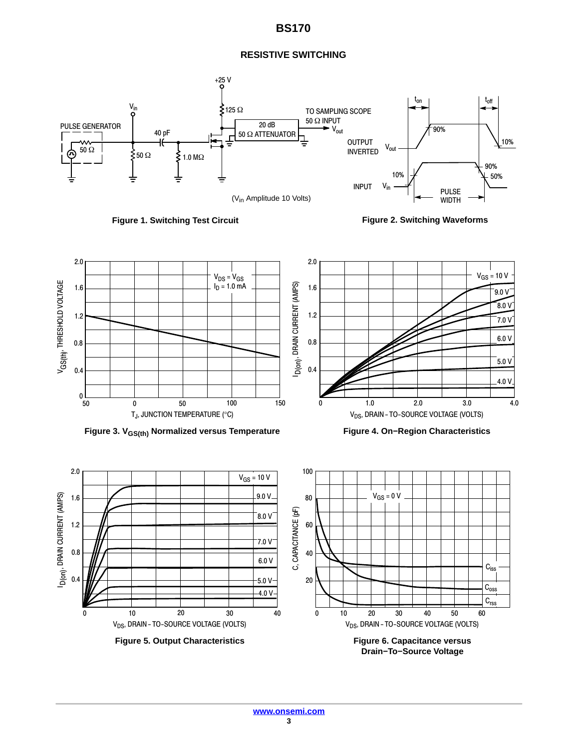## RESISTIVE SWITCHING

(V_in Amplitude 10 Volts)

Figure 1. Switching Test Circuit

Figure 2. Switching Waveforms

Figure 3. $V_{GS(th)}$ Normalized versus Temperature

Figure 4. On−Region Characteristics

Figure 5. Output Characteristics

Figure 6. Capacitance versus Drain−To−Source Voltage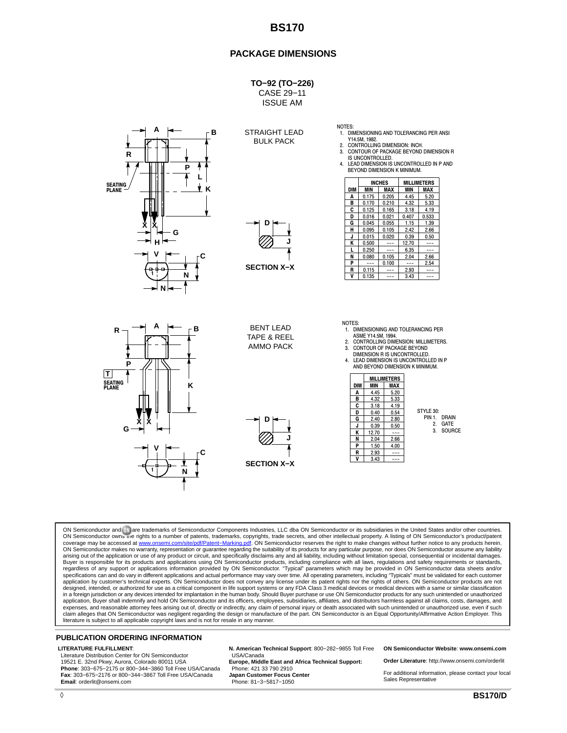## PACKAGE DIMENSIONS

**TO−92 (TO−226)**
CASE 29−11
ISSUE AM

STRAIGHT LEAD
BULK PACK

SEATING PLANE

SECTION X−X

NOTES:
1. DIMENSIONING AND TOLERANCING PER ANSI Y14.5M, 1982.
2. CONTROLLING DIMENSION: INCH.
3. CONTOUR OF PACKAGE BEYOND DIMENSION R IS UNCONTROLLED.
4. LEAD DIMENSION IS UNCONTROLLED IN P AND BEYOND DIMENSION K MINIMUM.

| DIM | INCHES | | MILLIMETERS | |
|---|---|---|---|---|
| | MIN | MAX | MIN | MAX |
| A | 0.175 | 0.205 | 4.45 | 5.20 |
| B | 0.170 | 0.210 | 4.32 | 5.33 |
| C | 0.125 | 0.165 | 3.18 | 4.19 |
| D | 0.016 | 0.021 | 0.407 | 0.533 |
| G | 0.045 | 0.055 | 1.15 | 1.39 |
| H | 0.095 | 0.105 | 2.42 | 2.66 |
| J | 0.015 | 0.020 | 0.39 | 0.50 |
| K | 0.500 | --- | 12.70 | --- |
| L | 0.250 | --- | 6.35 | --- |
| N | 0.080 | 0.105 | 2.04 | 2.66 |
| P | --- | 0.100 | --- | 2.54 |
| R | 0.115 | --- | 2.93 | --- |
| V | 0.135 | --- | 3.43 | --- |

BENT LEAD
TAPE & REEL
AMMO PACK

SEATING PLANE

SECTION X−X

NOTES:
1. DIMENSIONING AND TOLERANCING PER ASME Y14.5M, 1994.
2. CONTROLLING DIMENSION: MILLIMETERS.
3. CONTOUR OF PACKAGE BEYOND DIMENSION R IS UNCONTROLLED.
4. LEAD DIMENSION IS UNCONTROLLED IN P AND BEYOND DIMENSION K MINIMUM.

| DIM | MILLIMETERS | |
|---|---|---|
| | MIN | MAX |
| A | 4.45 | 5.20 |
| B | 4.32 | 5.33 |
| C | 3.18 | 4.19 |
| D | 0.40 | 0.54 |
| G | 2.40 | 2.80 |
| J | 0.39 | 0.50 |
| K | 12.70 | --- |
| N | 2.04 | 2.66 |
| P | 1.50 | 4.00 |
| R | 2.93 | --- |
| V | 3.43 | --- |

STYLE 30:
PIN 1. DRAIN
2. GATE
3. SOURCE

ON Semiconductor and ON are trademarks of Semiconductor Components Industries, LLC dba ON Semiconductor or its subsidiaries in the United States and/or other countries. ON Semiconductor owns the rights to a number of patents, trademarks, copyrights, trade secrets, and other intellectual property. A listing of ON Semiconductor's product/patent coverage may be accessed at www.onsemi.com/site/pdf/Patent−Marking.pdf. ON Semiconductor reserves the right to make changes without further notice to any products herein. ON Semiconductor makes no warranty, representation or guarantee regarding the suitability of its products for any particular purpose, nor does ON Semiconductor assume any liability arising out of the application or use of any product or circuit, and specifically disclaims any and all liability, including without limitation special, consequential or incidental damages. Buyer is responsible for its products and applications using ON Semiconductor products, including compliance with all laws, regulations and safety requirements or standards, regardless of any support or applications information provided by ON Semiconductor. "Typical" parameters which may be provided in ON Semiconductor data sheets and/or specifications can and do vary in different applications and actual performance may vary over time. All operating parameters, including "Typicals" must be validated for each customer application by customer's technical experts. ON Semiconductor does not convey any license under its patent rights nor the rights of others. ON Semiconductor products are not designed, intended, or authorized for use as a critical component in life support systems or any FDA Class 3 medical devices or medical devices with a same or similar classification in a foreign jurisdiction or any devices intended for implantation in the human body. Should Buyer purchase or use ON Semiconductor products for any such unintended or unauthorized application, Buyer shall indemnify and hold ON Semiconductor and its officers, employees, subsidiaries, affiliates, and distributors harmless against all claims, costs, damages, and expenses, and reasonable attorney fees arising out of, directly or indirectly, any claim of personal injury or death associated with such unintended or unauthorized use, even if such claim alleges that ON Semiconductor was negligent regarding the design or manufacture of the part. ON Semiconductor is an Equal Opportunity/Affirmative Action Employer. This literature is subject to all applicable copyright laws and is not for resale in any manner.

### PUBLICATION ORDERING INFORMATION

**LITERATURE FULFILLMENT**:
Literature Distribution Center for ON Semiconductor
19521 E. 32nd Pkwy, Aurora, Colorado 80011 USA
**Phone**: 303−675−2175 or 800−344−3860 Toll Free USA/Canada
**Fax**: 303−675−2176 or 800−344−3867 Toll Free USA/Canada
**Email**: orderlit@onsemi.com

**N. American Technical Support**: 800−282−9855 Toll Free USA/Canada
**Europe, Middle East and Africa Technical Support:**
Phone: 421 33 790 2910
**Japan Customer Focus Center**
Phone: 81−3−5817−1050

**ON Semiconductor Website**: **www.onsemi.com**

**Order Literature**: http://www.onsemi.com/orderlit

For additional information, please contact your local Sales Representative

BS170/D